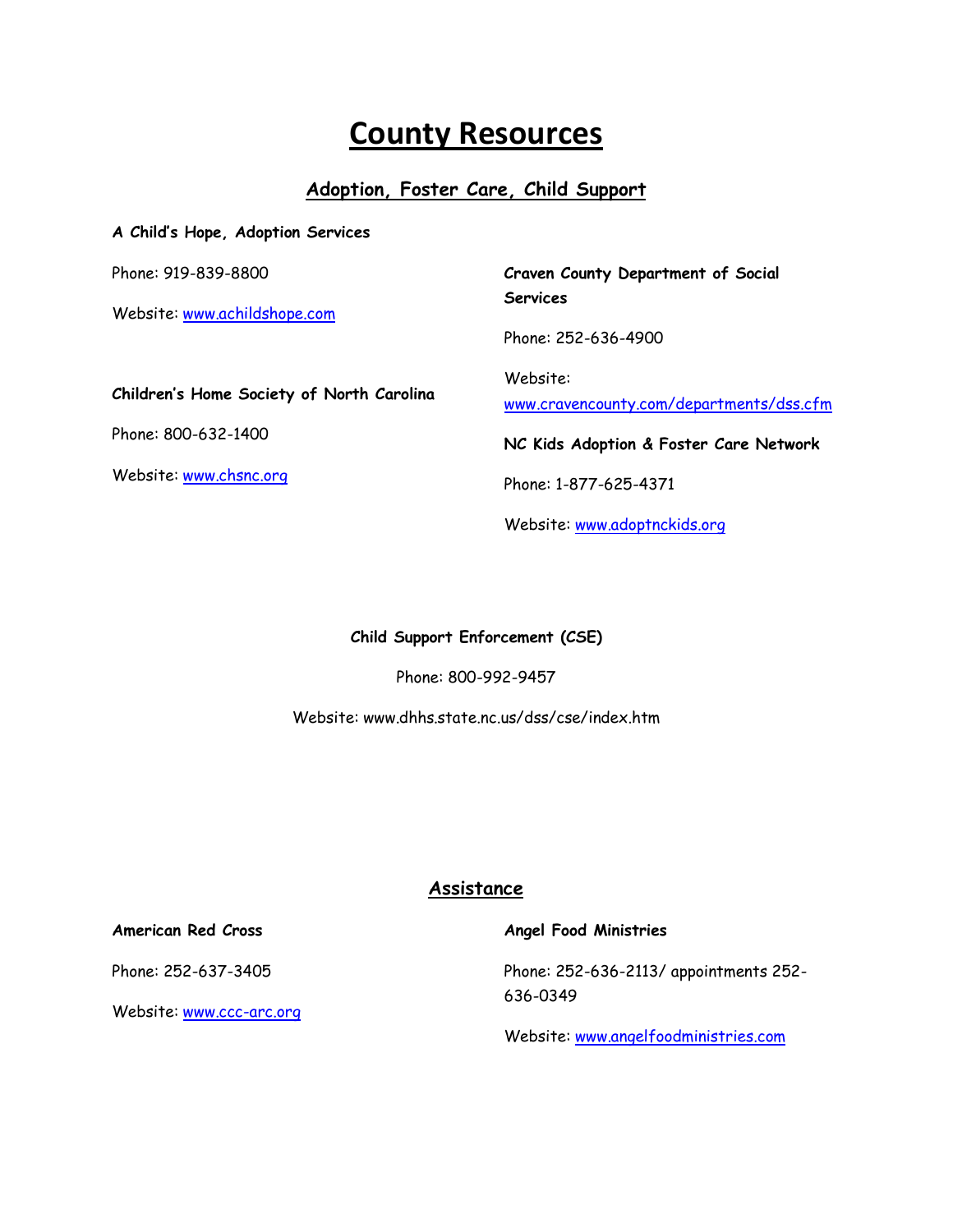# County Resources

## Adoption, Foster Care, Child Support

**A Child's Hope, Adoption Services**

Phone: 919-839-8800

Website: www.achildshope.com

**Children's Home Society of North Carolina**

Phone: 800-632-1400

Website: www.chsnc.org

**Craven County Department of Social Services**

Phone: 252-636-4900

Website: www.cravencounty.com/departments/dss.cfm

**NC Kids Adoption & Foster Care Network**

Phone: 1-877-625-4371

Website: www.adoptnckids.org

**Child Support Enforcement (CSE)**

Phone: 800-992-9457

Website: www.dhhs.state.nc.us/dss/cse/index.htm

## Assistance

**American Red Cross**

Phone: 252-637-3405

Website: www.ccc-arc.org

**Angel Food Ministries**

Phone: 252-636-2113/ appointments 252-636-0349

Website: www.angelfoodministries.com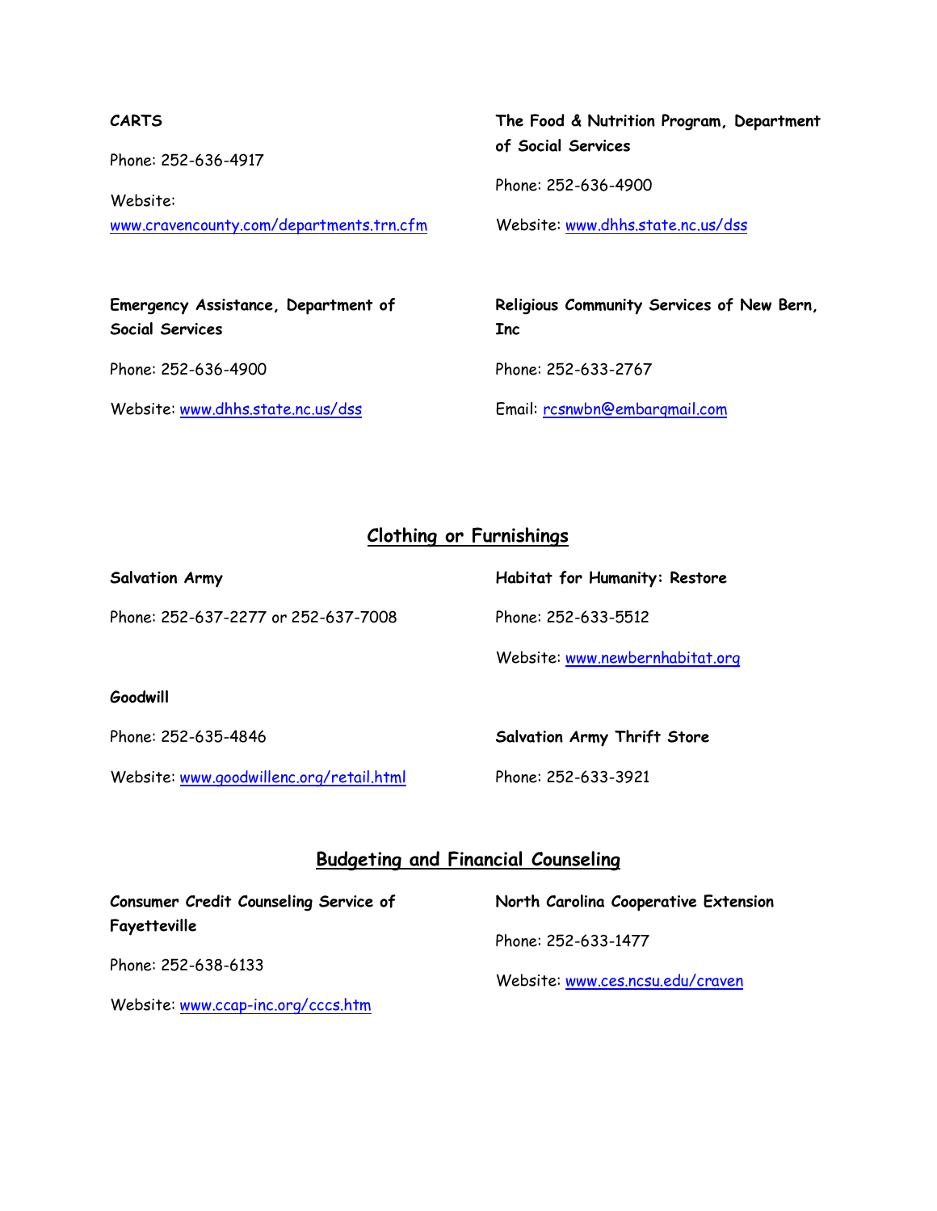**CARTS**

Phone: 252-636-4917

Website: www.cravencounty.com/departments.trn.cfm

**The Food & Nutrition Program, Department of Social Services**

Phone: 252-636-4900

Website: www.dhhs.state.nc.us/dss

**Emergency Assistance, Department of Social Services**

Phone: 252-636-4900

Website: www.dhhs.state.nc.us/dss

**Religious Community Services of New Bern, Inc**

Phone: 252-633-2767

Email: rcsnwbn@embarqmail.com

## Clothing or Furnishings

**Salvation Army**

Phone: 252-637-2277 or 252-637-7008

**Goodwill**

Phone: 252-635-4846

Website: www.goodwillenc.org/retail.html

**Habitat for Humanity: Restore**

Phone: 252-633-5512

Website: www.newbernhabitat.org

**Salvation Army Thrift Store**

Phone: 252-633-3921

## Budgeting and Financial Counseling

**Consumer Credit Counseling Service of Fayetteville**

Phone: 252-638-6133

Website: www.ccap-inc.org/cccs.htm

**North Carolina Cooperative Extension**

Phone: 252-633-1477

Website: www.ces.ncsu.edu/craven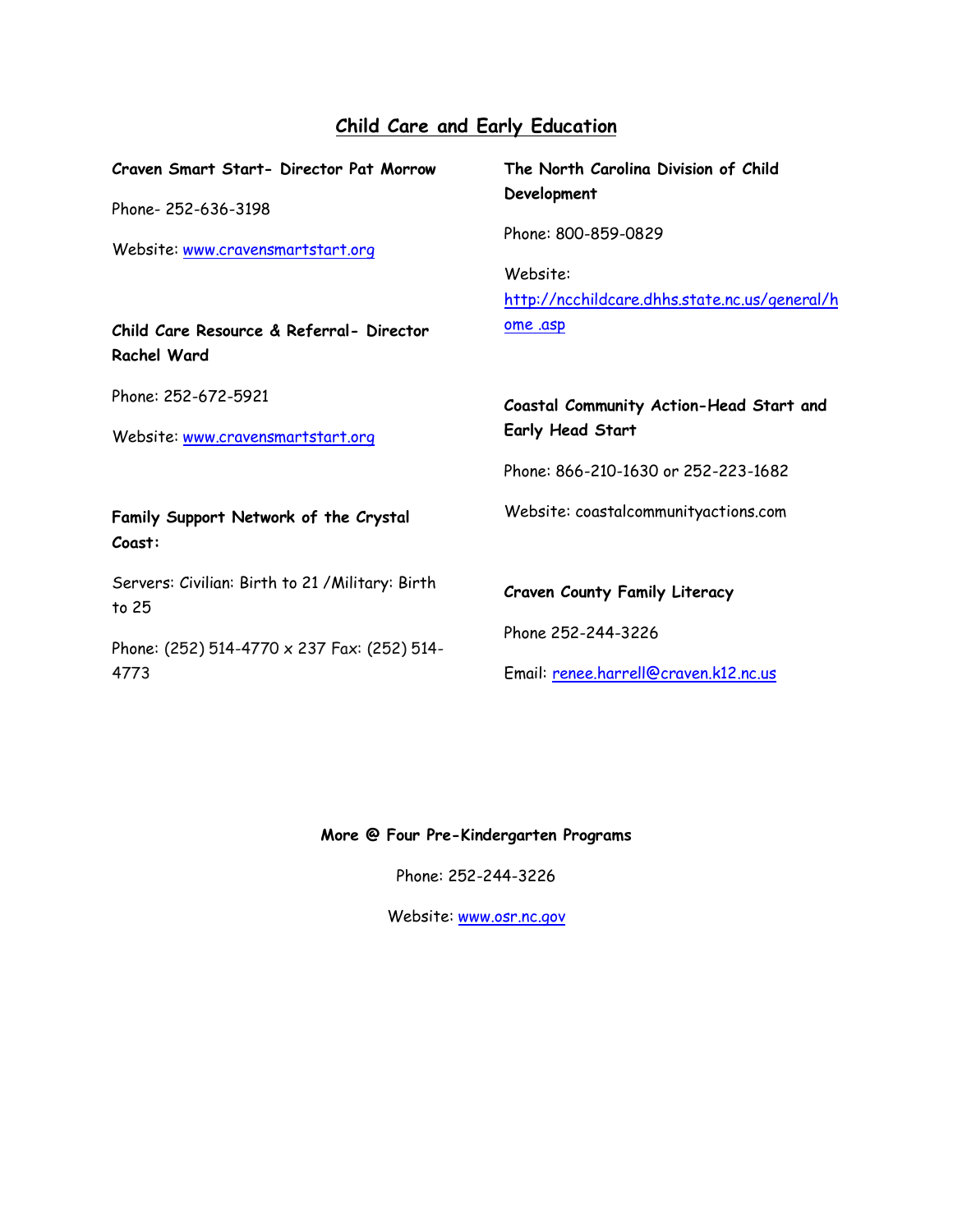## Child Care and Early Education

**Craven Smart Start- Director Pat Morrow**

Phone- 252-636-3198

Website: www.cravensmartstart.org

**Child Care Resource & Referral- Director Rachel Ward**

Phone: 252-672-5921

Website: www.cravensmartstart.org

**Family Support Network of the Crystal Coast:**

Servers: Civilian: Birth to 21 /Military: Birth to 25

Phone: (252) 514-4770 x 237 Fax: (252) 514-4773

**The North Carolina Division of Child Development**

Phone: 800-859-0829

Website: http://ncchildcare.dhhs.state.nc.us/general/home .asp

**Coastal Community Action-Head Start and Early Head Start**

Phone: 866-210-1630 or 252-223-1682

Website: coastalcommunityactions.com

**Craven County Family Literacy**

Phone 252-244-3226

Email: renee.harrell@craven.k12.nc.us

**More @ Four Pre-Kindergarten Programs**

Phone: 252-244-3226

Website: www.osr.nc.gov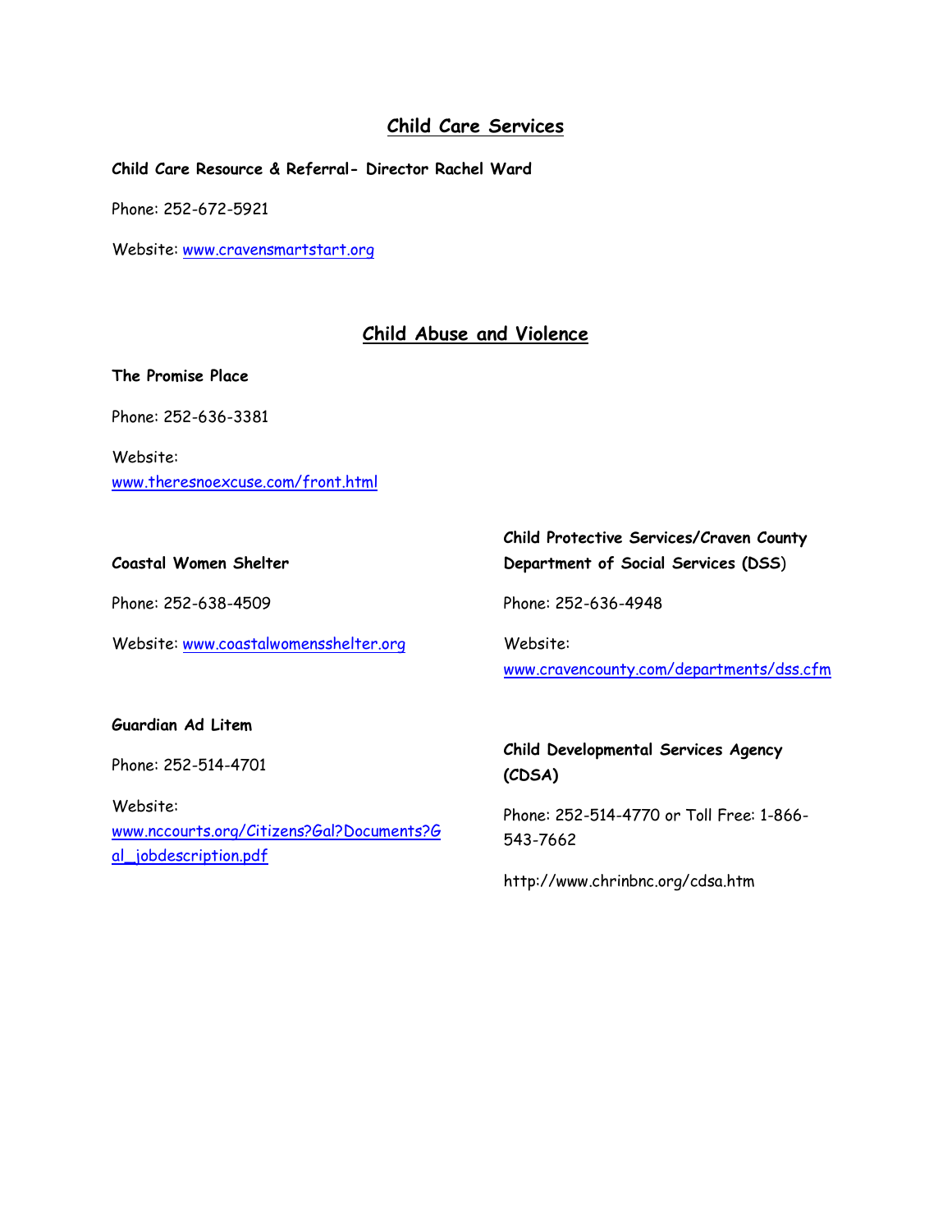## Child Care Services

**Child Care Resource & Referral- Director Rachel Ward**

Phone: 252-672-5921

Website: www.cravensmartstart.org

## Child Abuse and Violence

**The Promise Place**

Phone: 252-636-3381

Website: www.theresnoexcuse.com/front.html

**Coastal Women Shelter**

Phone: 252-638-4509

Website: www.coastalwomensshelter.org

**Guardian Ad Litem**

Phone: 252-514-4701

Website: www.nccourts.org/Citizens?Gal?Documents?Gal_jobdescription.pdf

**Child Protective Services/Craven County Department of Social Services (DSS)**

Phone: 252-636-4948

Website: www.cravencounty.com/departments/dss.cfm

**Child Developmental Services Agency (CDSA)**

Phone: 252-514-4770 or Toll Free: 1-866-543-7662

http://www.chrinbnc.org/cdsa.htm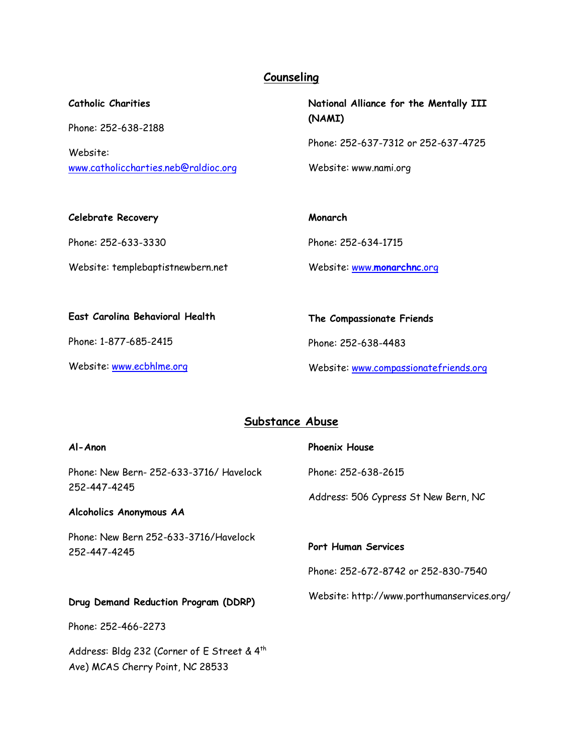## Counseling

**Catholic Charities**

Phone: 252-638-2188

Website: www.catholiccharities.neb@raldioc.org

**National Alliance for the Mentally Ill (NAMI)**

Phone: 252-637-7312 or 252-637-4725

Website: www.nami.org

**Celebrate Recovery**

Phone: 252-633-3330

Website: templebaptistnewbern.net

**Monarch**

Phone: 252-634-1715

Website: www.monarchnc.org

**East Carolina Behavioral Health**

Phone: 1-877-685-2415

Website: www.ecbhlme.org

**The Compassionate Friends**

Phone: 252-638-4483

Website: www.compassionatefriends.org

## Substance Abuse

**Al-Anon**

Phone: New Bern- 252-633-3716/ Havelock 252-447-4245

**Alcoholics Anonymous AA**

Phone: New Bern 252-633-3716/Havelock 252-447-4245

**Drug Demand Reduction Program (DDRP)**

Phone: 252-466-2273

Address: Bldg 232 (Corner of E Street & 4th Ave) MCAS Cherry Point, NC 28533

**Phoenix House**

Phone: 252-638-2615

Address: 506 Cypress St New Bern, NC

**Port Human Services**

Phone: 252-672-8742 or 252-830-7540

Website: http://www.porthumanservices.org/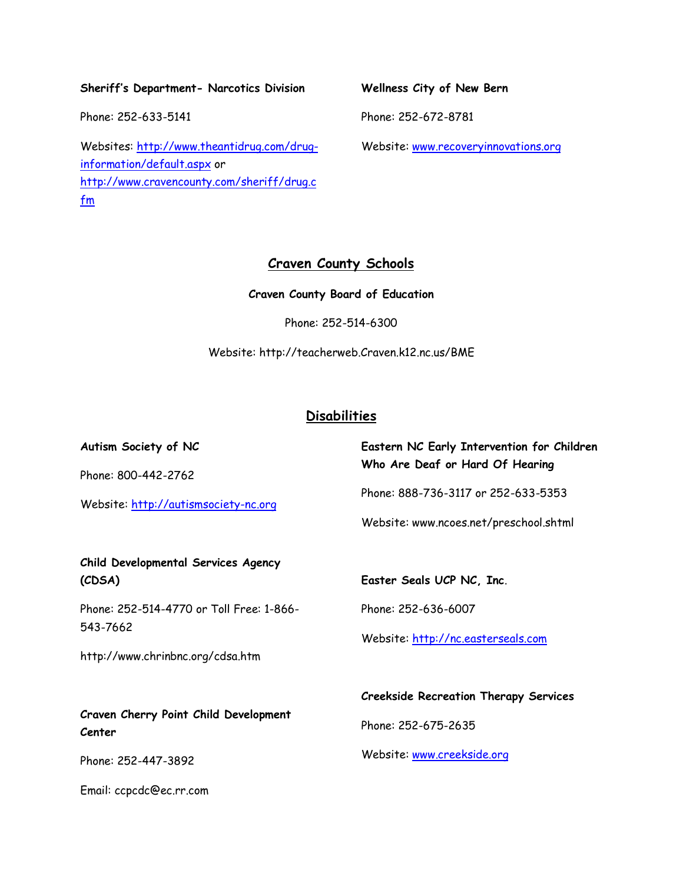**Sheriff's Department- Narcotics Division**

Phone: 252-633-5141

Websites: http://www.theantidrug.com/drug-information/default.aspx or http://www.cravencounty.com/sheriff/drug.cfm

**Wellness City of New Bern**

Phone: 252-672-8781

Website: www.recoveryinnovations.org

## Craven County Schools

**Craven County Board of Education**

Phone: 252-514-6300

Website: http://teacherweb.Craven.k12.nc.us/BME

## Disabilities

**Autism Society of NC**

Phone: 800-442-2762

Website: http://autismsociety-nc.org

**Child Developmental Services Agency (CDSA)**

Phone: 252-514-4770 or Toll Free: 1-866-543-7662

http://www.chrinbnc.org/cdsa.htm

**Craven Cherry Point Child Development Center**

Phone: 252-447-3892

Email: ccpcdc@ec.rr.com

**Eastern NC Early Intervention for Children Who Are Deaf or Hard Of Hearing**

Phone: 888-736-3117 or 252-633-5353

Website: www.ncoes.net/preschool.shtml

**Easter Seals UCP NC, Inc**.

Phone: 252-636-6007

Website: http://nc.easterseals.com

**Creekside Recreation Therapy Services**

Phone: 252-675-2635

Website: www.creekside.org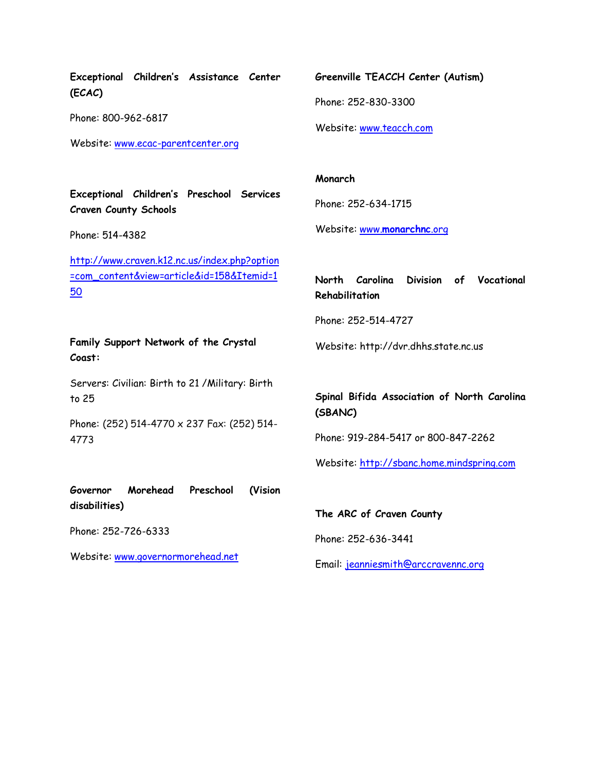**Exceptional Children's Assistance Center (ECAC)**

Phone: 800-962-6817

Website: www.ecac-parentcenter.org

**Exceptional Children's Preschool Services Craven County Schools**

Phone: 514-4382

http://www.craven.k12.nc.us/index.php?option=com_content&view=article&id=158&Itemid=150

**Family Support Network of the Crystal Coast:**

Servers: Civilian: Birth to 21 /Military: Birth to 25

Phone: (252) 514-4770 x 237 Fax: (252) 514-4773

**Governor Morehead Preschool (Vision disabilities)**

Phone: 252-726-6333

Website: www.governormorehead.net

**Greenville TEACCH Center (Autism)**

Phone: 252-830-3300

Website: www.teacch.com

**Monarch**

Phone: 252-634-1715

Website: www.monarchnc.org

**North Carolina Division of Vocational Rehabilitation**

Phone: 252-514-4727

Website: http://dvr.dhhs.state.nc.us

**Spinal Bifida Association of North Carolina (SBANC)**

Phone: 919-284-5417 or 800-847-2262

Website: http://sbanc.home.mindspring.com

**The ARC of Craven County**

Phone: 252-636-3441

Email: jeanniesmith@arccravennc.org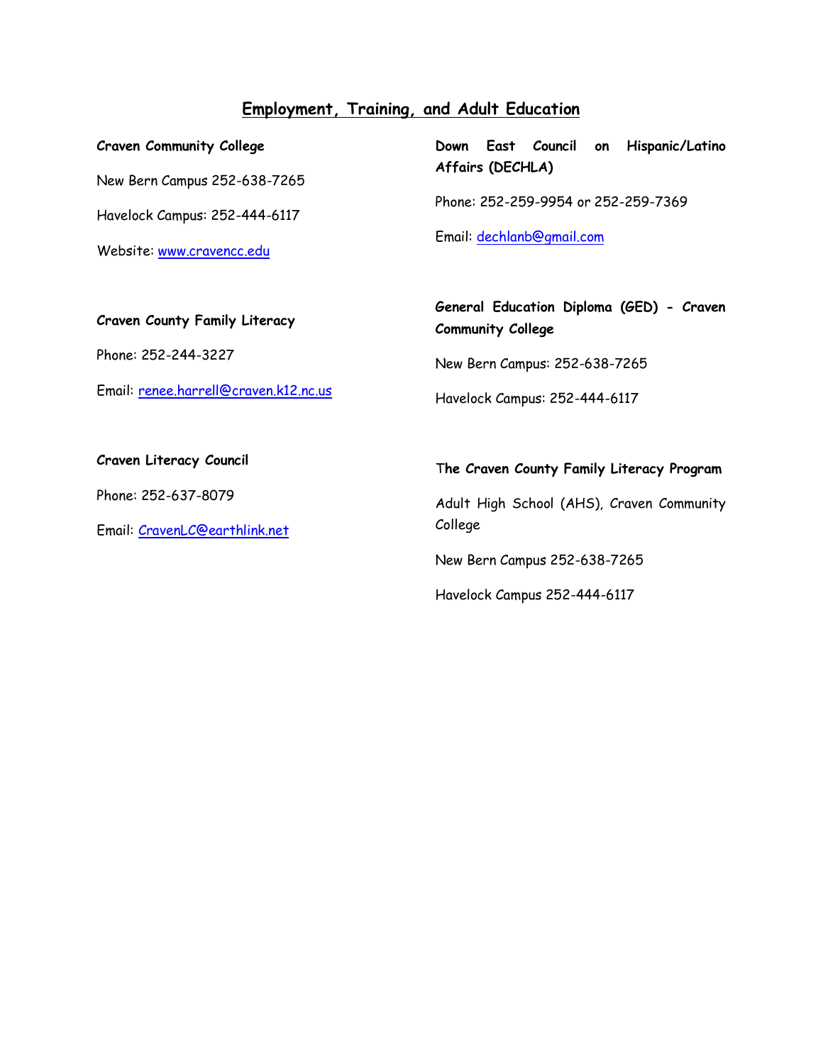## Employment, Training, and Adult Education

**Craven Community College**

New Bern Campus 252-638-7265

Havelock Campus: 252-444-6117

Website: www.cravencc.edu

**Craven County Family Literacy**

Phone: 252-244-3227

Email: renee.harrell@craven.k12.nc.us

**Craven Literacy Council**

Phone: 252-637-8079

Email: CravenLC@earthlink.net

**Down East Council on Hispanic/Latino Affairs (DECHLA)**

Phone: 252-259-9954 or 252-259-7369

Email: dechlanb@gmail.com

**General Education Diploma (GED) - Craven Community College**

New Bern Campus: 252-638-7265

Havelock Campus: 252-444-6117

The **Craven County Family Literacy Program**

Adult High School (AHS), Craven Community College

New Bern Campus 252-638-7265

Havelock Campus 252-444-6117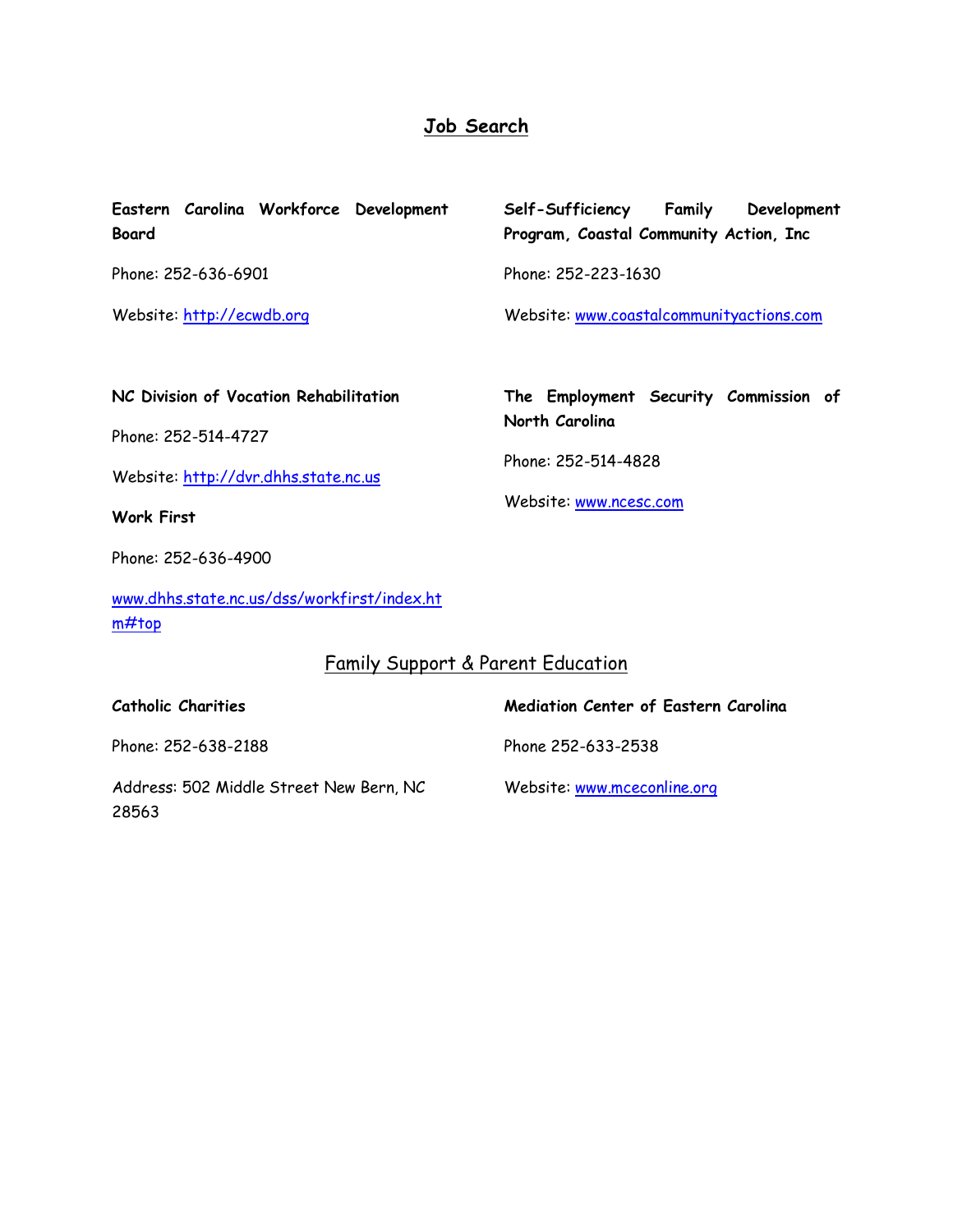## Job Search

**Eastern Carolina Workforce Development Board**

Phone: 252-636-6901

Website: http://ecwdb.org

**NC Division of Vocation Rehabilitation**

Phone: 252-514-4727

Website: http://dvr.dhhs.state.nc.us

**Work First**

Phone: 252-636-4900

www.dhhs.state.nc.us/dss/workfirst/index.htm#top

**Self-Sufficiency Family Development Program, Coastal Community Action, Inc**

Phone: 252-223-1630

Website: www.coastalcommunityactions.com

**The Employment Security Commission of North Carolina**

Phone: 252-514-4828

Website: www.ncesc.com

## Family Support & Parent Education

**Catholic Charities**

Phone: 252-638-2188

Address: 502 Middle Street New Bern, NC 28563

**Mediation Center of Eastern Carolina**

Phone 252-633-2538

Website: www.mceconline.org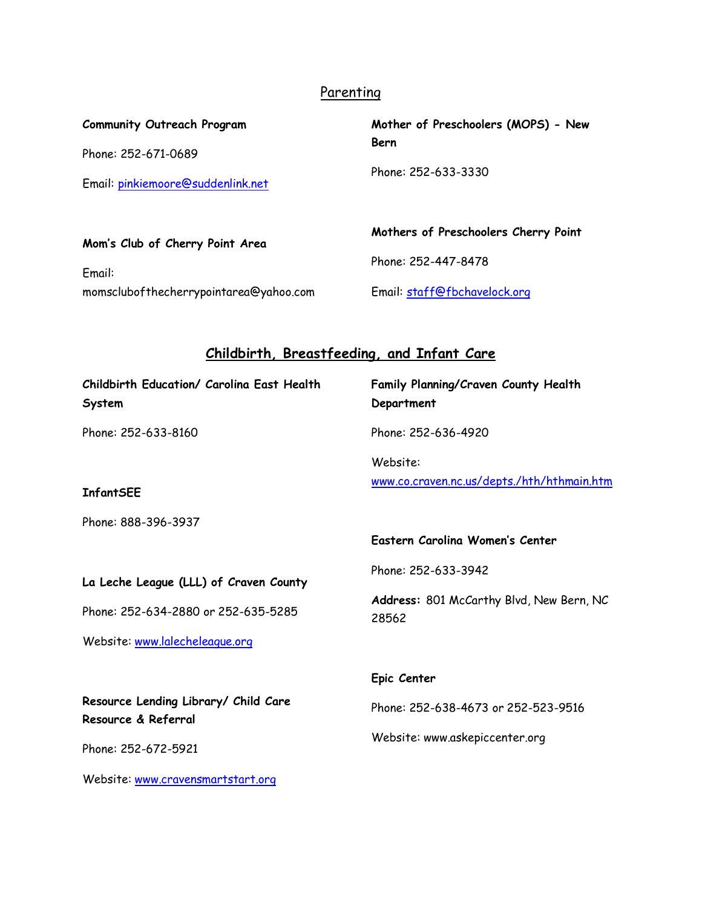## Parenting

**Community Outreach Program**

Phone: 252-671-0689

Email: pinkiemoore@suddenlink.net

**Mother of Preschoolers (MOPS) - New Bern**

Phone: 252-633-3330

**Mom's Club of Cherry Point Area**

Email: momsclubofthecherrypointarea@yahoo.com

**Mothers of Preschoolers Cherry Point**

Phone: 252-447-8478

Email: staff@fbchavelock.org

## Childbirth, Breastfeeding, and Infant Care

**Childbirth Education/ Carolina East Health System**

Phone: 252-633-8160

**InfantSEE**

Phone: 888-396-3937

**La Leche League (LLL) of Craven County**

Phone: 252-634-2880 or 252-635-5285

Website: www.lalecheleague.org

**Resource Lending Library/ Child Care Resource & Referral**

Phone: 252-672-5921

Website: www.cravensmartstart.org

**Family Planning/Craven County Health Department**

Phone: 252-636-4920

Website: www.co.craven.nc.us/depts./hth/hthmain.htm

**Eastern Carolina Women's Center**

Phone: 252-633-3942

**Address:** 801 McCarthy Blvd, New Bern, NC 28562

**Epic Center**

Phone: 252-638-4673 or 252-523-9516

Website: www.askepiccenter.org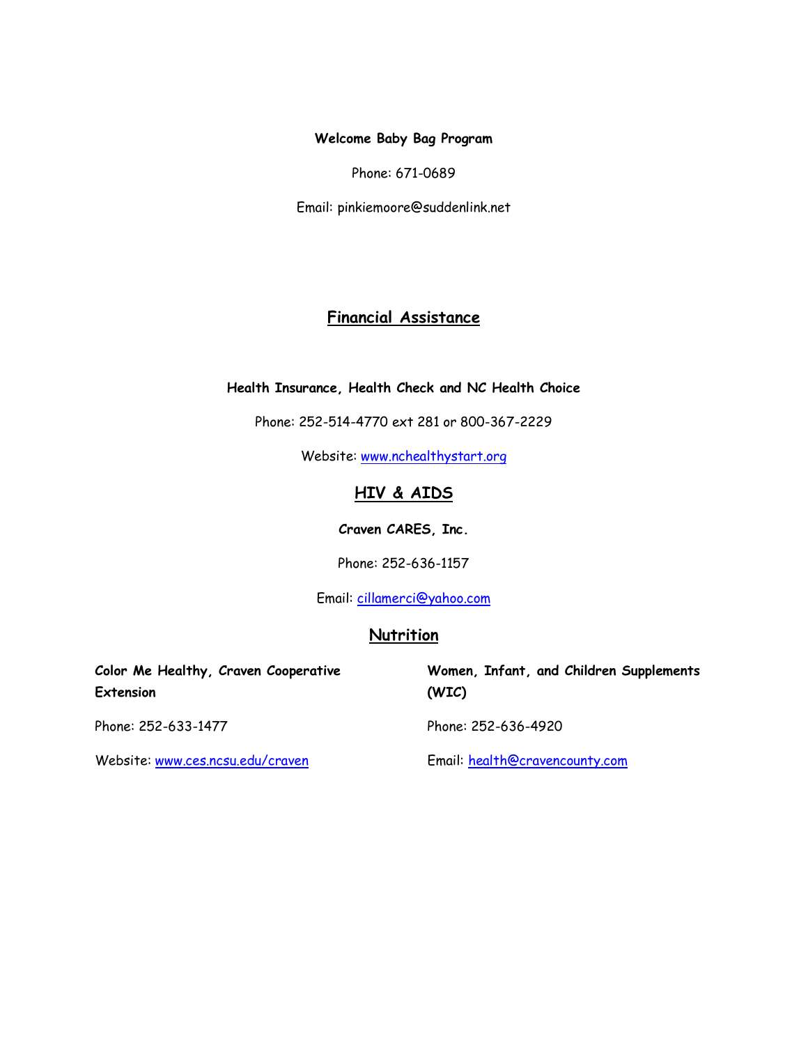**Welcome Baby Bag Program**

Phone: 671-0689

Email: pinkiemoore@suddenlink.net

## Financial Assistance

**Health Insurance, Health Check and NC Health Choice**

Phone: 252-514-4770 ext 281 or 800-367-2229

Website: www.nchealthystart.org

## HIV & AIDS

**Craven CARES, Inc.**

Phone: 252-636-1157

Email: cillamerci@yahoo.com

## Nutrition

**Color Me Healthy, Craven Cooperative Extension**

Phone: 252-633-1477

Website: www.ces.ncsu.edu/craven

**Women, Infant, and Children Supplements (WIC)**

Phone: 252-636-4920

Email: health@cravencounty.com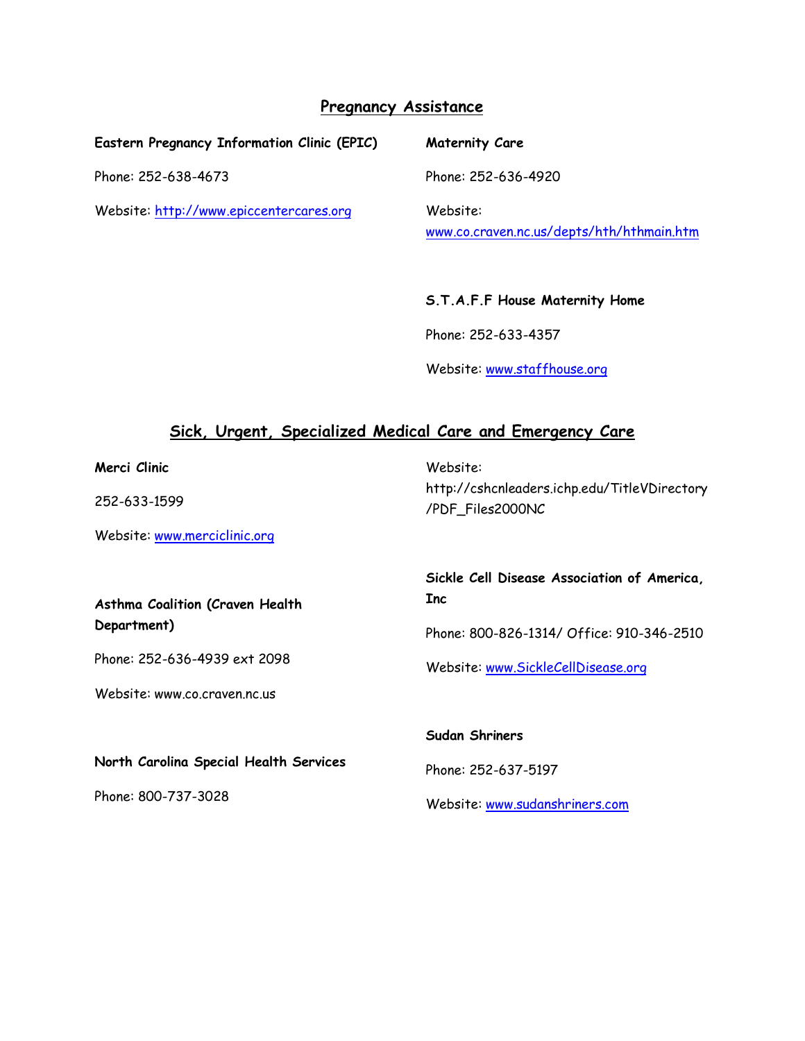## Pregnancy Assistance

**Eastern Pregnancy Information Clinic (EPIC)**

Phone: 252-638-4673

Website: http://www.epiccentercares.org

**Maternity Care**

Phone: 252-636-4920

Website: www.co.craven.nc.us/depts/hth/hthmain.htm

**S.T.A.F.F House Maternity Home**

Phone: 252-633-4357

Website: www.staffhouse.org

## Sick, Urgent, Specialized Medical Care and Emergency Care

**Merci Clinic**

252-633-1599

Website: www.merciclinic.org

**Asthma Coalition (Craven Health Department)**

Phone: 252-636-4939 ext 2098

Website: www.co.craven.nc.us

**North Carolina Special Health Services**

Phone: 800-737-3028

Website: http://cshcnleaders.ichp.edu/TitleVDirectory/PDF_Files2000NC

**Sickle Cell Disease Association of America, Inc**

Phone: 800-826-1314/ Office: 910-346-2510

Website: www.SickleCellDisease.org

**Sudan Shriners**

Phone: 252-637-5197

Website: www.sudanshriners.com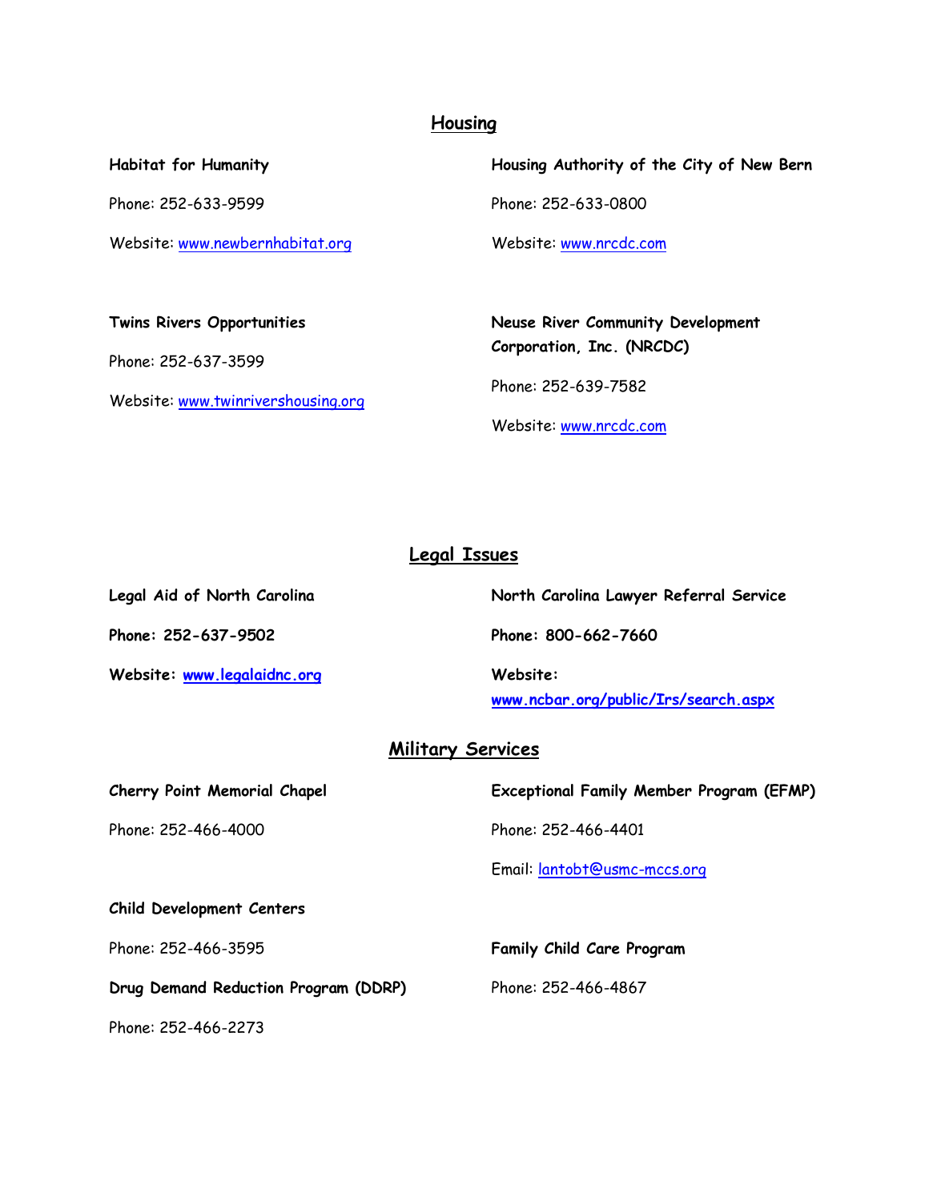## Housing

**Habitat for Humanity**

Phone: 252-633-9599

Website: www.newbernhabitat.org

**Housing Authority of the City of New Bern**

Phone: 252-633-0800

Website: www.nrcdc.com

**Twins Rivers Opportunities**

Phone: 252-637-3599

Website: www.twinrivershousing.org

**Neuse River Community Development Corporation, Inc. (NRCDC)**

Phone: 252-639-7582

Website: www.nrcdc.com

## Legal Issues

**Legal Aid of North Carolina**

**Phone: 252-637-9502**

**Website: www.legalaidnc.org**

**North Carolina Lawyer Referral Service**

**Phone: 800-662-7660**

**Website: www.ncbar.org/public/lrs/search.aspx**

## Military Services

**Cherry Point Memorial Chapel**

Phone: 252-466-4000

**Child Development Centers**

Phone: 252-466-3595

**Drug Demand Reduction Program (DDRP)**

Phone: 252-466-2273

**Exceptional Family Member Program (EFMP)**

Phone: 252-466-4401

Email: lantobt@usmc-mccs.org

**Family Child Care Program**

Phone: 252-466-4867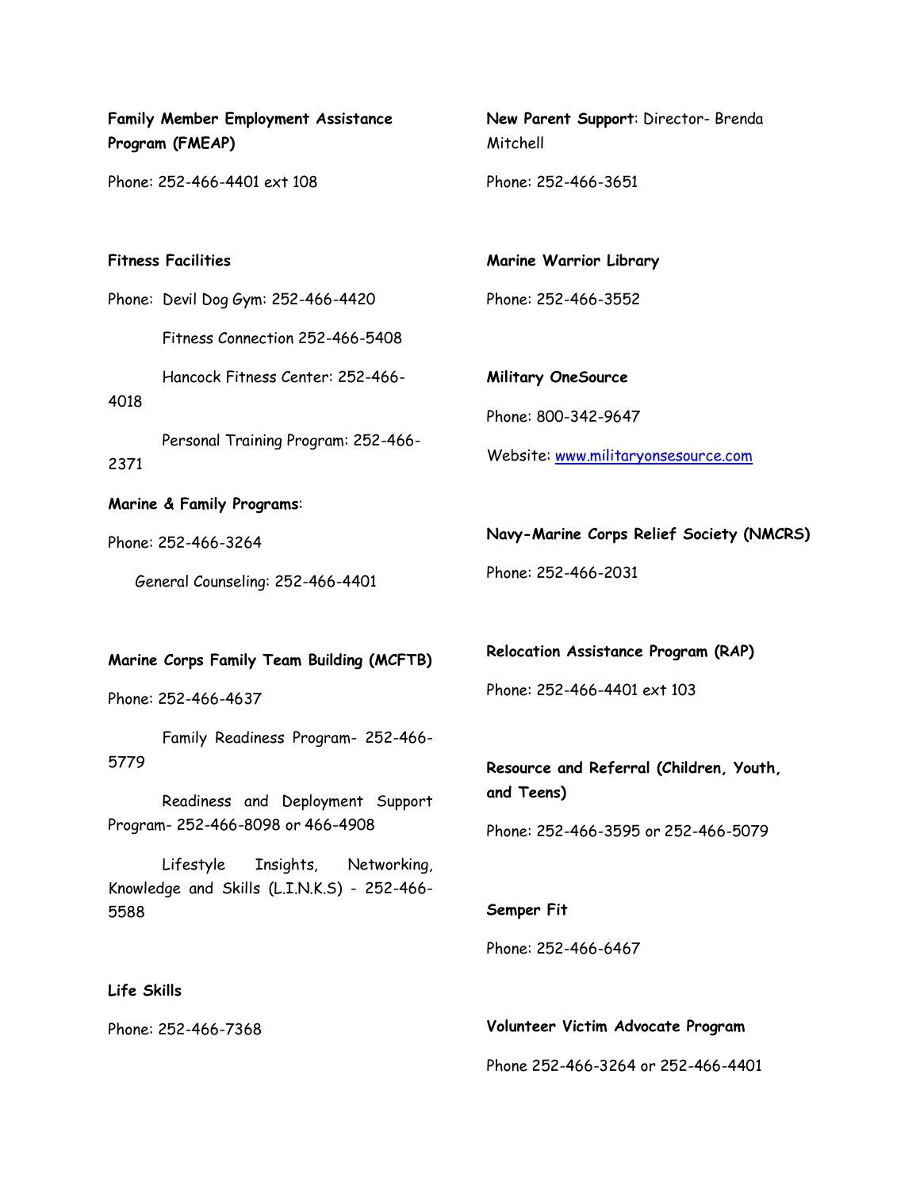**Family Member Employment Assistance Program (FMEAP)**

Phone: 252-466-4401 ext 108

**Fitness Facilities**

Phone: Devil Dog Gym: 252-466-4420

Fitness Connection 252-466-5408

Hancock Fitness Center: 252-466-4018

Personal Training Program: 252-466-2371

**Marine & Family Programs**:

Phone: 252-466-3264

General Counseling: 252-466-4401

**Marine Corps Family Team Building (MCFTB)**

Phone: 252-466-4637

Family Readiness Program- 252-466-5779

Readiness and Deployment Support Program- 252-466-8098 or 466-4908

Lifestyle Insights, Networking, Knowledge and Skills (L.I.N.K.S) - 252-466-5588

**Life Skills**

Phone: 252-466-7368

**New Parent Support**: Director- Brenda Mitchell

Phone: 252-466-3651

**Marine Warrior Library**

Phone: 252-466-3552

**Military OneSource**

Phone: 800-342-9647

Website: [www.militaryonsesource.com](www.militaryonsesource.com)

**Navy-Marine Corps Relief Society (NMCRS)**

Phone: 252-466-2031

**Relocation Assistance Program (RAP)**

Phone: 252-466-4401 ext 103

**Resource and Referral (Children, Youth, and Teens)**

Phone: 252-466-3595 or 252-466-5079

**Semper Fit**

Phone: 252-466-6467

**Volunteer Victim Advocate Program**

Phone 252-466-3264 or 252-466-4401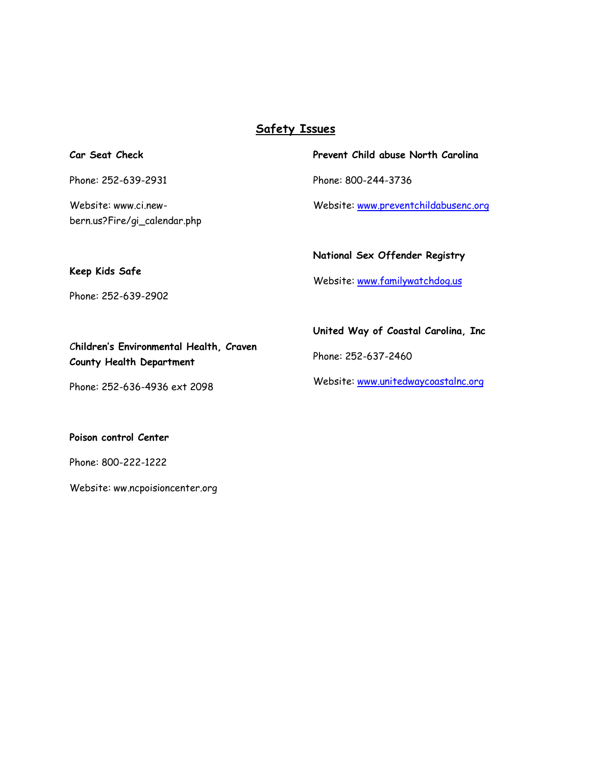## Safety Issues

**Car Seat Check**

Phone: 252-639-2931

Website: www.ci.new-bern.us?Fire/gi_calendar.php

**Keep Kids Safe**

Phone: 252-639-2902

**Children's Environmental Health, Craven County Health Department**

Phone: 252-636-4936 ext 2098

**Poison control Center**

Phone: 800-222-1222

Website: ww.ncpoisioncenter.org

**Prevent Child abuse North Carolina**

Phone: 800-244-3736

Website: www.preventchildabusenc.org

**National Sex Offender Registry**

Website: www.familywatchdog.us

**United Way of Coastal Carolina, Inc**

Phone: 252-637-2460

Website: www.unitedwaycoastalnc.org